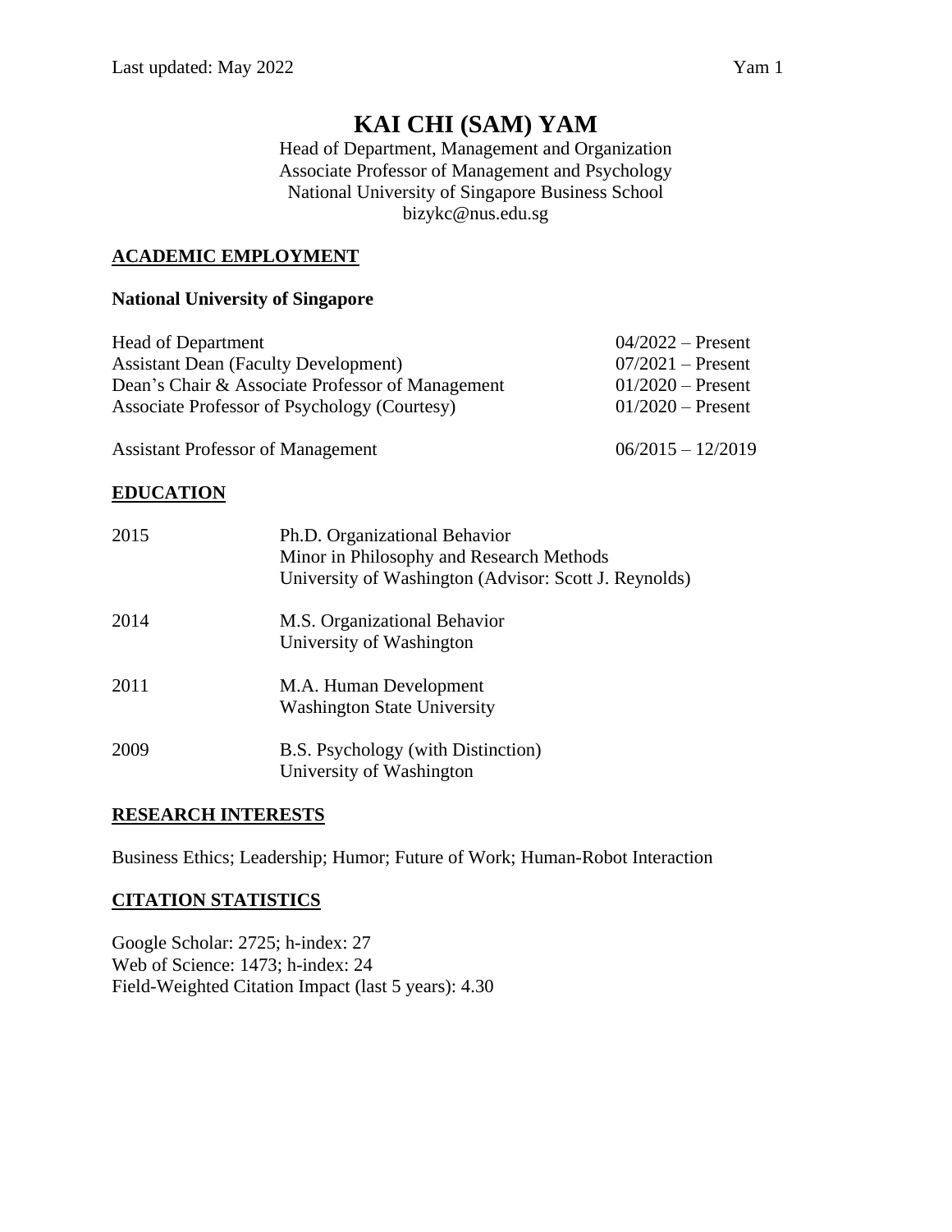# KAI CHI (SAM) YAM

Head of Department, Management and Organization
Associate Professor of Management and Psychology
National University of Singapore Business School
bizykc@nus.edu.sg

## ACADEMIC EMPLOYMENT

**National University of Singapore**

| | |
|---|---|
| Head of Department | 04/2022 – Present |
| Assistant Dean (Faculty Development) | 07/2021 – Present |
| Dean's Chair & Associate Professor of Management | 01/2020 – Present |
| Associate Professor of Psychology (Courtesy) | 01/2020 – Present |
| Assistant Professor of Management | 06/2015 – 12/2019 |

## EDUCATION

2015 — Ph.D. Organizational Behavior
Minor in Philosophy and Research Methods
University of Washington (Advisor: Scott J. Reynolds)

2014 — M.S. Organizational Behavior
University of Washington

2011 — M.A. Human Development
Washington State University

2009 — B.S. Psychology (with Distinction)
University of Washington

## RESEARCH INTERESTS

Business Ethics; Leadership; Humor; Future of Work; Human-Robot Interaction

## CITATION STATISTICS

Google Scholar: 2725; h-index: 27
Web of Science: 1473; h-index: 24
Field-Weighted Citation Impact (last 5 years): 4.30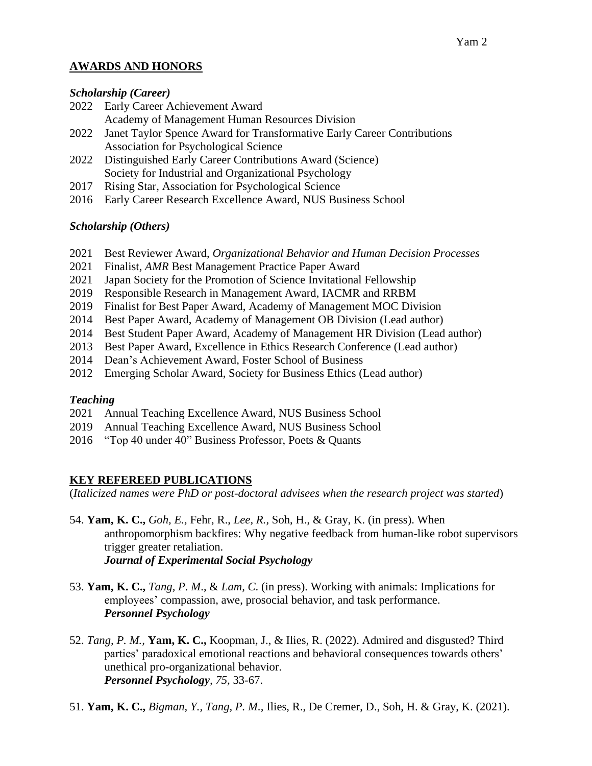## AWARDS AND HONORS

### *Scholarship (Career)*

2022 Early Career Achievement Award
Academy of Management Human Resources Division
2022 Janet Taylor Spence Award for Transformative Early Career Contributions
Association for Psychological Science
2022 Distinguished Early Career Contributions Award (Science)
Society for Industrial and Organizational Psychology
2017 Rising Star, Association for Psychological Science
2016 Early Career Research Excellence Award, NUS Business School

### *Scholarship (Others)*

2021 Best Reviewer Award, *Organizational Behavior and Human Decision Processes*
2021 Finalist, *AMR* Best Management Practice Paper Award
2021 Japan Society for the Promotion of Science Invitational Fellowship
2019 Responsible Research in Management Award, IACMR and RRBM
2019 Finalist for Best Paper Award, Academy of Management MOC Division
2014 Best Paper Award, Academy of Management OB Division (Lead author)
2014 Best Student Paper Award, Academy of Management HR Division (Lead author)
2013 Best Paper Award, Excellence in Ethics Research Conference (Lead author)
2014 Dean's Achievement Award, Foster School of Business
2012 Emerging Scholar Award, Society for Business Ethics (Lead author)

### *Teaching*

2021 Annual Teaching Excellence Award, NUS Business School
2019 Annual Teaching Excellence Award, NUS Business School
2016 "Top 40 under 40" Business Professor, Poets & Quants

## KEY REFEREED PUBLICATIONS

(*Italicized names were PhD or post-doctoral advisees when the research project was started*)

54. **Yam, K. C.,** *Goh, E.,* Fehr, R., *Lee, R.,* Soh, H., & Gray, K. (in press). When anthropomorphism backfires: Why negative feedback from human-like robot supervisors trigger greater retaliation.
***Journal of Experimental Social Psychology***

53. **Yam, K. C.,** *Tang, P. M.*, & *Lam, C.* (in press). Working with animals: Implications for employees' compassion, awe, prosocial behavior, and task performance.
***Personnel Psychology***

52. *Tang, P. M.,* **Yam, K. C.,** Koopman, J., & Ilies, R. (2022). Admired and disgusted? Third parties' paradoxical emotional reactions and behavioral consequences towards others' unethical pro-organizational behavior.
***Personnel Psychology**, 75,* 33-67.

51. **Yam, K. C.,** *Bigman, Y.*, *Tang, P. M.,* Ilies, R., De Cremer, D., Soh, H. & Gray, K. (2021).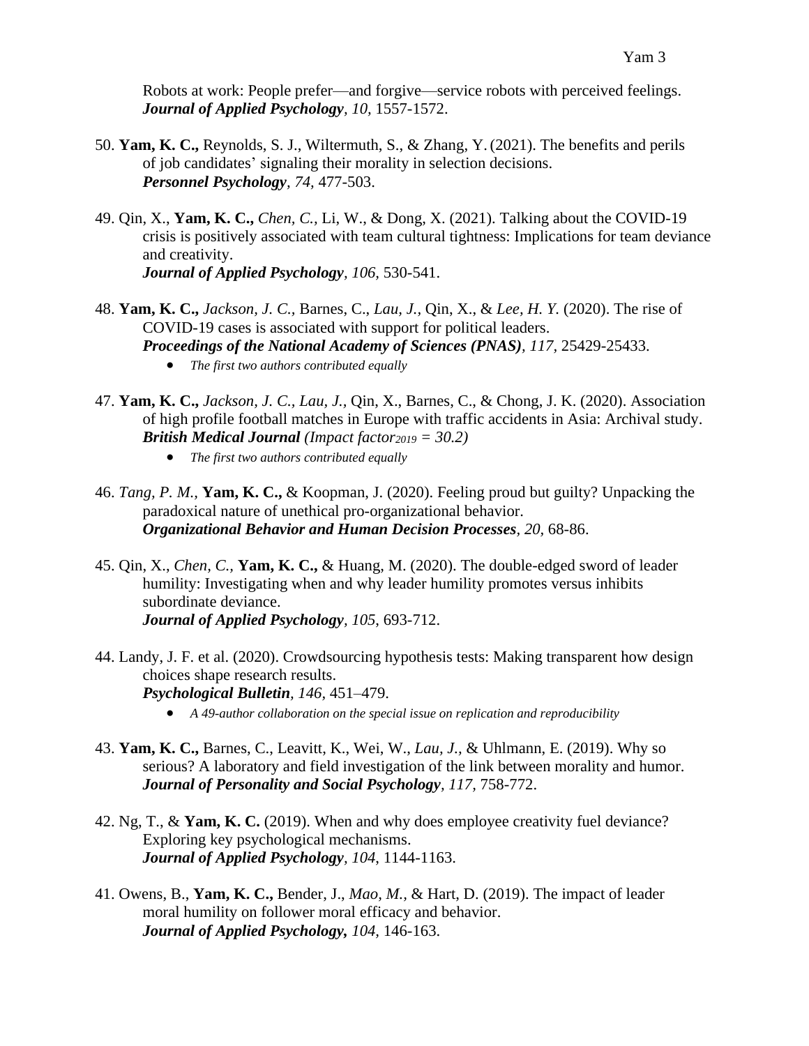Robots at work: People prefer—and forgive—service robots with perceived feelings. ***Journal of Applied Psychology****, 10,* 1557-1572.

50. **Yam, K. C.,** Reynolds, S. J., Wiltermuth, S., & Zhang, Y. (2021). The benefits and perils of job candidates' signaling their morality in selection decisions. ***Personnel Psychology****, 74,* 477-503.

49. Qin, X., **Yam, K. C.,** *Chen, C.,* Li, W., & Dong, X. (2021). Talking about the COVID-19 crisis is positively associated with team cultural tightness: Implications for team deviance and creativity. ***Journal of Applied Psychology****, 106,* 530-541.

48. **Yam, K. C.,** *Jackson, J. C.,* Barnes, C., *Lau, J.,* Qin, X., & *Lee, H. Y.* (2020). The rise of COVID-19 cases is associated with support for political leaders. ***Proceedings of the National Academy of Sciences (PNAS)****, 117,* 25429-25433.
   - *The first two authors contributed equally*

47. **Yam, K. C.,** *Jackson, J. C., Lau, J.,* Qin, X., Barnes, C., & Chong, J. K. (2020). Association of high profile football matches in Europe with traffic accidents in Asia: Archival study. ***British Medical Journal*** *(Impact factor$_{2019}$ = 30.2)*
   - *The first two authors contributed equally*

46. *Tang, P. M.,* **Yam, K. C.,** & Koopman, J. (2020). Feeling proud but guilty? Unpacking the paradoxical nature of unethical pro-organizational behavior. ***Organizational Behavior and Human Decision Processes****, 20,* 68-86.

45. Qin, X., *Chen, C.,* **Yam, K. C.,** & Huang, M. (2020). The double-edged sword of leader humility: Investigating when and why leader humility promotes versus inhibits subordinate deviance. ***Journal of Applied Psychology****, 105,* 693-712.

44. Landy, J. F. et al. (2020). Crowdsourcing hypothesis tests: Making transparent how design choices shape research results. ***Psychological Bulletin****, 146,* 451–479.
   - *A 49-author collaboration on the special issue on replication and reproducibility*

43. **Yam, K. C.,** Barnes, C., Leavitt, K., Wei, W., *Lau, J.,* & Uhlmann, E. (2019). Why so serious? A laboratory and field investigation of the link between morality and humor. ***Journal of Personality and Social Psychology****, 117,* 758-772.

42. Ng, T., & **Yam, K. C.** (2019). When and why does employee creativity fuel deviance? Exploring key psychological mechanisms. ***Journal of Applied Psychology****, 104,* 1144-1163.

41. Owens, B., **Yam, K. C.,** Bender, J., *Mao, M.,* & Hart, D. (2019). The impact of leader moral humility on follower moral efficacy and behavior. ***Journal of Applied Psychology,*** *104,* 146-163.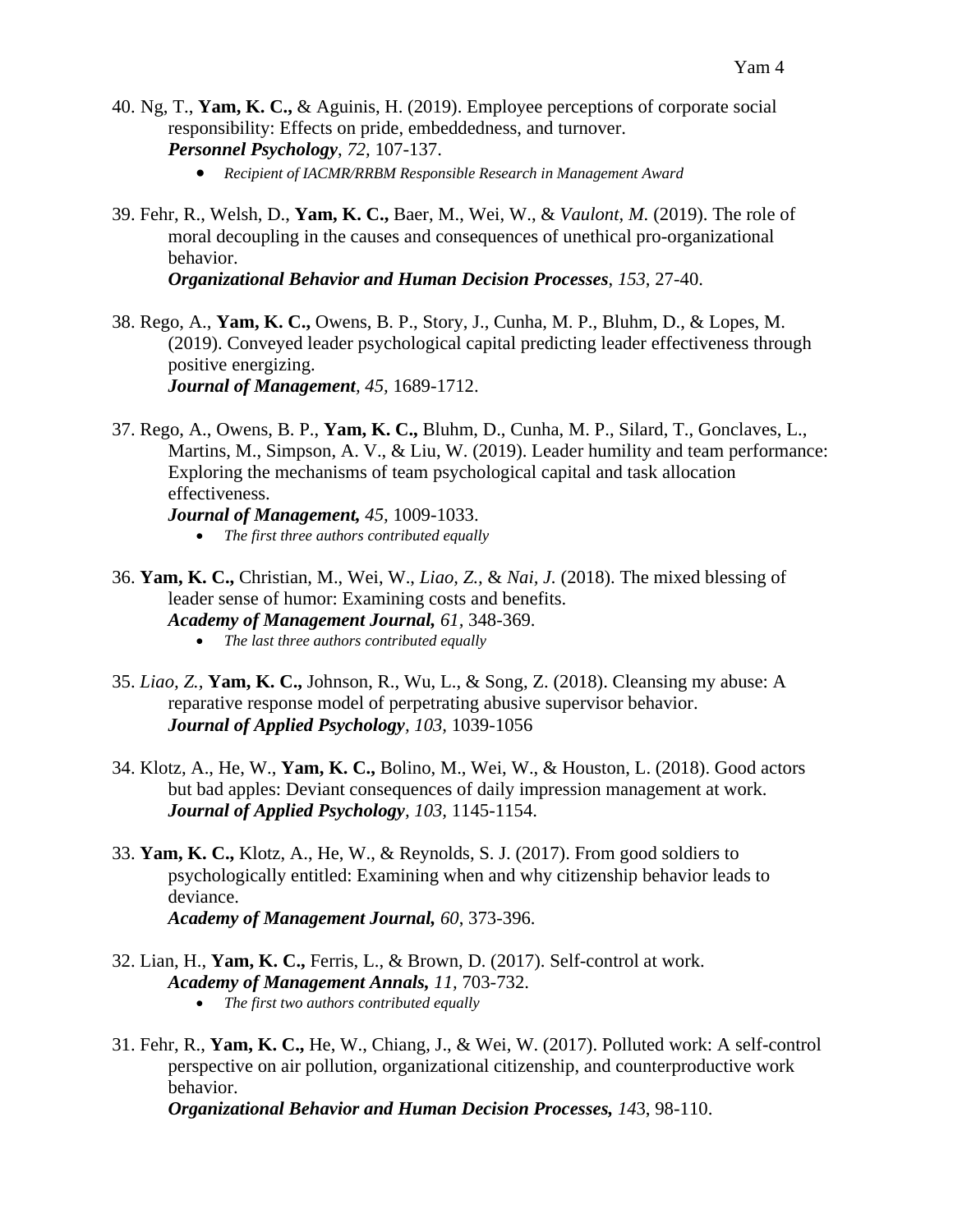40. Ng, T., **Yam, K. C.,** & Aguinis, H. (2019). Employee perceptions of corporate social responsibility: Effects on pride, embeddedness, and turnover. ***Personnel Psychology***, *72,* 107-137.
    - *Recipient of IACMR/RRBM Responsible Research in Management Award*

39. Fehr, R., Welsh, D., **Yam, K. C.,** Baer, M., Wei, W., & *Vaulont, M.* (2019). The role of moral decoupling in the causes and consequences of unethical pro-organizational behavior. ***Organizational Behavior and Human Decision Processes***, *153*, 27-40.

38. Rego, A., **Yam, K. C.,** Owens, B. P., Story, J., Cunha, M. P., Bluhm, D., & Lopes, M. (2019). Conveyed leader psychological capital predicting leader effectiveness through positive energizing. ***Journal of Management***, *45,* 1689-1712.

37. Rego, A., Owens, B. P., **Yam, K. C.,** Bluhm, D., Cunha, M. P., Silard, T., Gonclaves, L., Martins, M., Simpson, A. V., & Liu, W. (2019). Leader humility and team performance: Exploring the mechanisms of team psychological capital and task allocation effectiveness. ***Journal of Management,*** *45,* 1009-1033.
    - *The first three authors contributed equally*

36. **Yam, K. C.,** Christian, M., Wei, W., *Liao, Z.,* & *Nai, J.* (2018). The mixed blessing of leader sense of humor: Examining costs and benefits. ***Academy of Management Journal,*** *61,* 348-369.
    - *The last three authors contributed equally*

35. *Liao, Z.,* **Yam, K. C.,** Johnson, R., Wu, L., & Song, Z. (2018). Cleansing my abuse: A reparative response model of perpetrating abusive supervisor behavior. ***Journal of Applied Psychology***, *103,* 1039-1056

34. Klotz, A., He, W., **Yam, K. C.,** Bolino, M., Wei, W., & Houston, L. (2018). Good actors but bad apples: Deviant consequences of daily impression management at work. ***Journal of Applied Psychology***, *103,* 1145-1154.

33. **Yam, K. C.,** Klotz, A., He, W., & Reynolds, S. J. (2017). From good soldiers to psychologically entitled: Examining when and why citizenship behavior leads to deviance. ***Academy of Management Journal,*** *60*, 373-396.

32. Lian, H., **Yam, K. C.,** Ferris, L., & Brown, D. (2017). Self-control at work. ***Academy of Management Annals,*** *11,* 703-732.
    - *The first two authors contributed equally*

31. Fehr, R., **Yam, K. C.,** He, W., Chiang, J., & Wei, W. (2017). Polluted work: A self-control perspective on air pollution, organizational citizenship, and counterproductive work behavior. ***Organizational Behavior and Human Decision Processes,*** *14*3, 98-110.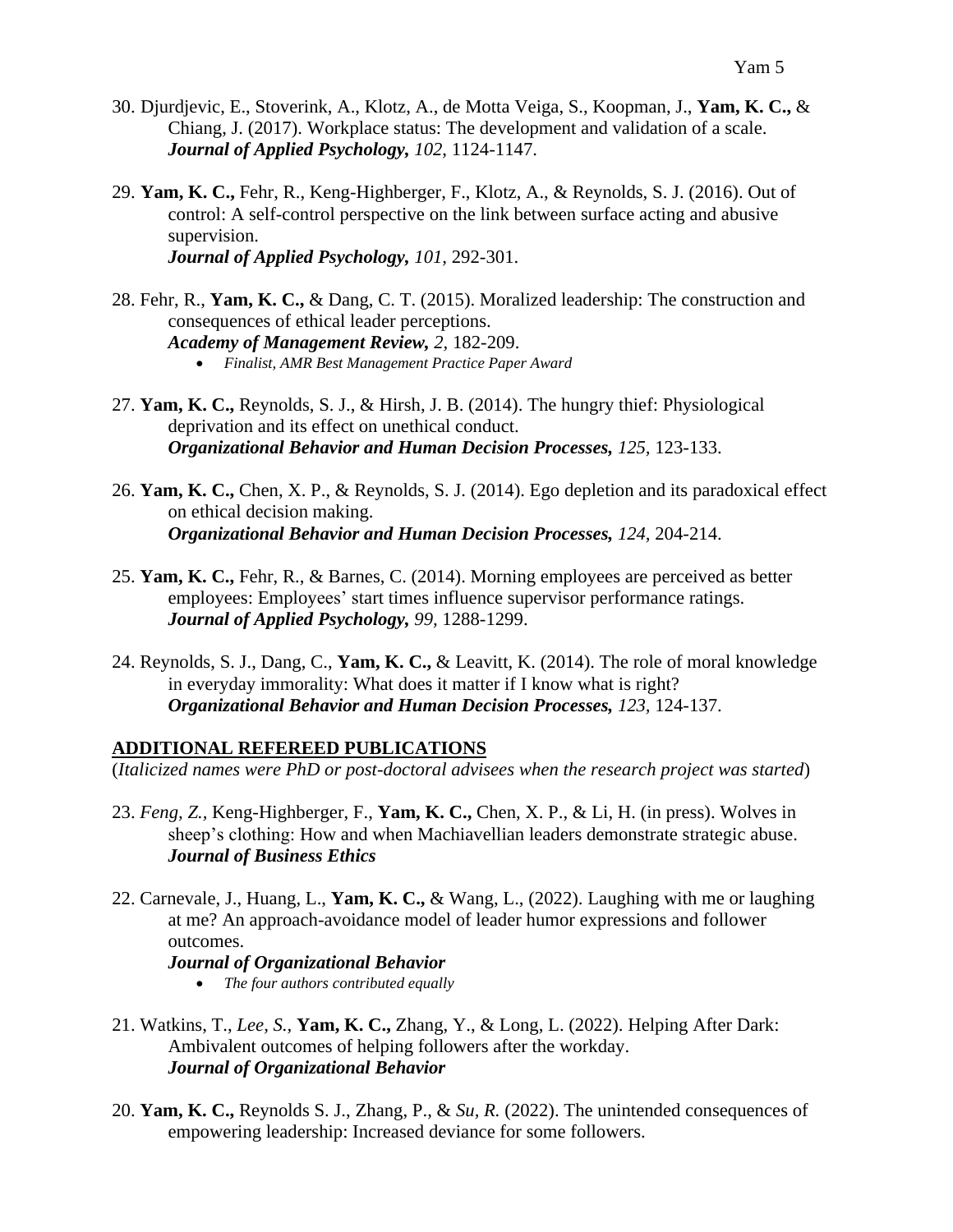30. Djurdjevic, E., Stoverink, A., Klotz, A., de Motta Veiga, S., Koopman, J., **Yam, K. C.,** & Chiang, J. (2017). Workplace status: The development and validation of a scale. ***Journal of Applied Psychology,*** *102*, 1124-1147.

29. **Yam, K. C.,** Fehr, R., Keng-Highberger, F., Klotz, A., & Reynolds, S. J. (2016). Out of control: A self-control perspective on the link between surface acting and abusive supervision.
***Journal of Applied Psychology,*** *101*, 292-301.

28. Fehr, R., **Yam, K. C.,** & Dang, C. T. (2015). Moralized leadership: The construction and consequences of ethical leader perceptions.
***Academy of Management Review,*** *2*, 182-209.
    - *Finalist, AMR Best Management Practice Paper Award*

27. **Yam, K. C.,** Reynolds, S. J., & Hirsh, J. B. (2014). The hungry thief: Physiological deprivation and its effect on unethical conduct.
***Organizational Behavior and Human Decision Processes,*** *125*, 123-133.

26. **Yam, K. C.,** Chen, X. P., & Reynolds, S. J. (2014). Ego depletion and its paradoxical effect on ethical decision making.
***Organizational Behavior and Human Decision Processes,*** *124*, 204-214.

25. **Yam, K. C.,** Fehr, R., & Barnes, C. (2014). Morning employees are perceived as better employees: Employees' start times influence supervisor performance ratings.
***Journal of Applied Psychology,*** *99*, 1288-1299.

24. Reynolds, S. J., Dang, C., **Yam, K. C.,** & Leavitt, K. (2014). The role of moral knowledge in everyday immorality: What does it matter if I know what is right?
***Organizational Behavior and Human Decision Processes,*** *123*, 124-137.

## ADDITIONAL REFEREED PUBLICATIONS

(*Italicized names were PhD or post-doctoral advisees when the research project was started*)

23. *Feng, Z.,* Keng-Highberger, F., **Yam, K. C.,** Chen, X. P., & Li, H. (in press). Wolves in sheep's clothing: How and when Machiavellian leaders demonstrate strategic abuse.
***Journal of Business Ethics***

22. Carnevale, J., Huang, L., **Yam, K. C.,** & Wang, L., (2022). Laughing with me or laughing at me? An approach-avoidance model of leader humor expressions and follower outcomes.
***Journal of Organizational Behavior***
    - *The four authors contributed equally*

21. Watkins, T., *Lee, S.,* **Yam, K. C.,** Zhang, Y., & Long, L. (2022). Helping After Dark: Ambivalent outcomes of helping followers after the workday.
***Journal of Organizational Behavior***

20. **Yam, K. C.,** Reynolds S. J., Zhang, P., & *Su, R.* (2022). The unintended consequences of empowering leadership: Increased deviance for some followers.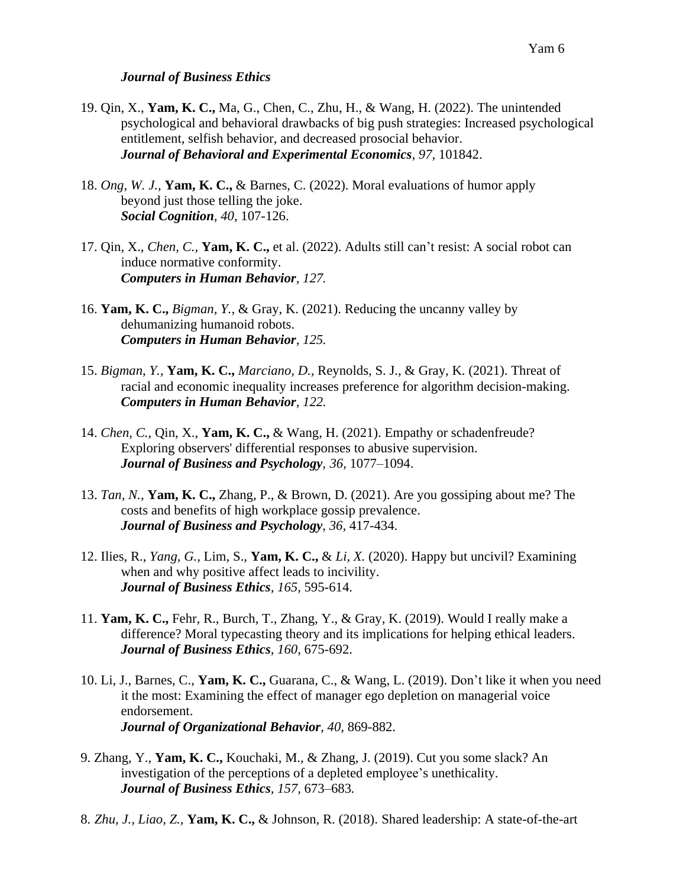***Journal of Business Ethics***

19. Qin, X., **Yam, K. C.,** Ma, G., Chen, C., Zhu, H., & Wang, H. (2022). The unintended psychological and behavioral drawbacks of big push strategies: Increased psychological entitlement, selfish behavior, and decreased prosocial behavior. ***Journal of Behavioral and Experimental Economics****, 97,* 101842.

18. *Ong, W. J.,* **Yam, K. C.,** & Barnes, C. (2022). Moral evaluations of humor apply beyond just those telling the joke. ***Social Cognition****, 40,* 107-126.

17. Qin, X., *Chen, C.,* **Yam, K. C.,** et al. (2022). Adults still can't resist: A social robot can induce normative conformity. ***Computers in Human Behavior****, 127.*

16. **Yam, K. C.,** *Bigman, Y.*, & Gray, K. (2021). Reducing the uncanny valley by dehumanizing humanoid robots. ***Computers in Human Behavior****, 125.*

15. *Bigman, Y.,* **Yam, K. C.,** *Marciano, D.,* Reynolds, S. J., & Gray, K. (2021). Threat of racial and economic inequality increases preference for algorithm decision-making. ***Computers in Human Behavior****, 122.*

14. *Chen, C.,* Qin, X., **Yam, K. C.,** & Wang, H. (2021). Empathy or schadenfreude? Exploring observers' differential responses to abusive supervision. ***Journal of Business and Psychology****, 36,* 1077–1094.

13. *Tan, N.,* **Yam, K. C.,** Zhang, P., & Brown, D. (2021). Are you gossiping about me? The costs and benefits of high workplace gossip prevalence. ***Journal of Business and Psychology****, 36,* 417-434.

12. Ilies, R., *Yang, G.,* Lim, S., **Yam, K. C.,** & *Li, X.* (2020). Happy but uncivil? Examining when and why positive affect leads to incivility. ***Journal of Business Ethics****, 165,* 595-614.

11. **Yam, K. C.,** Fehr, R., Burch, T., Zhang, Y., & Gray, K. (2019). Would I really make a difference? Moral typecasting theory and its implications for helping ethical leaders. ***Journal of Business Ethics****, 160,* 675-692.

10. Li, J., Barnes, C., **Yam, K. C.,** Guarana, C., & Wang, L. (2019). Don't like it when you need it the most: Examining the effect of manager ego depletion on managerial voice endorsement. ***Journal of Organizational Behavior****, 40,* 869-882.

9. Zhang, Y., **Yam, K. C.,** Kouchaki, M., & Zhang, J. (2019). Cut you some slack? An investigation of the perceptions of a depleted employee's unethicality. ***Journal of Business Ethics****, 157,* 673–683*.*

8. *Zhu, J., Liao, Z.,* **Yam, K. C.,** & Johnson, R. (2018). Shared leadership: A state-of-the-art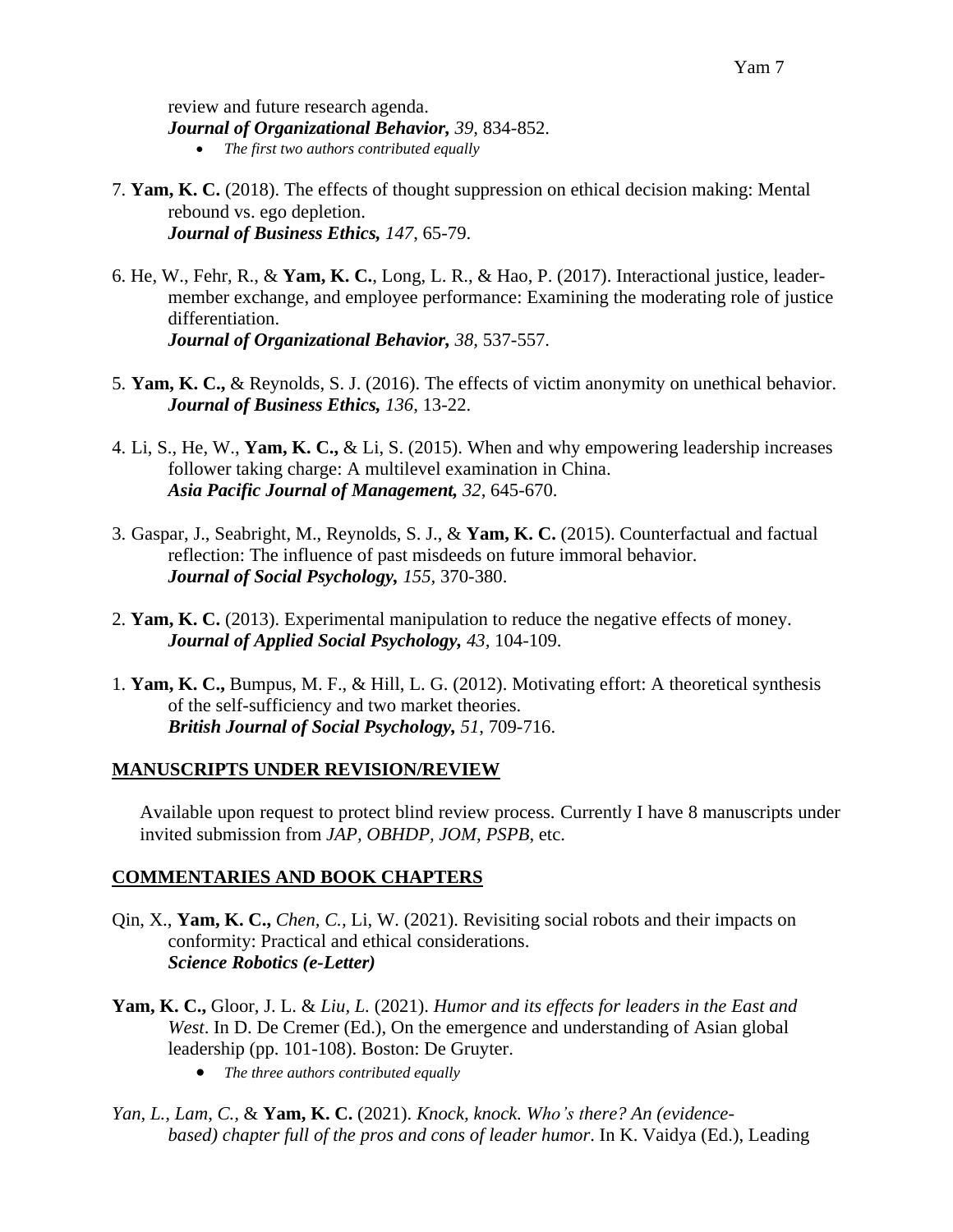review and future research agenda.
*Journal of Organizational Behavior, 39,* 834-852.

- *The first two authors contributed equally*

7. **Yam, K. C.** (2018). The effects of thought suppression on ethical decision making: Mental rebound vs. ego depletion.
*Journal of Business Ethics, 147*, 65-79.

6. He, W., Fehr, R., & **Yam, K. C.**, Long, L. R., & Hao, P. (2017). Interactional justice, leader-member exchange, and employee performance: Examining the moderating role of justice differentiation.
*Journal of Organizational Behavior, 38,* 537-557.

5. **Yam, K. C.,** & Reynolds, S. J. (2016). The effects of victim anonymity on unethical behavior.
*Journal of Business Ethics, 136*, 13-22.

4. Li, S., He, W., **Yam, K. C.,** & Li, S. (2015). When and why empowering leadership increases follower taking charge: A multilevel examination in China.
*Asia Pacific Journal of Management, 32,* 645-670.

3. Gaspar, J., Seabright, M., Reynolds, S. J., & **Yam, K. C.** (2015). Counterfactual and factual reflection: The influence of past misdeeds on future immoral behavior.
*Journal of Social Psychology, 155,* 370-380.

2. **Yam, K. C.** (2013). Experimental manipulation to reduce the negative effects of money.
*Journal of Applied Social Psychology, 43,* 104-109.

1. **Yam, K. C.,** Bumpus, M. F., & Hill, L. G. (2012). Motivating effort: A theoretical synthesis of the self-sufficiency and two market theories.
*British Journal of Social Psychology, 51*, 709-716.

## MANUSCRIPTS UNDER REVISION/REVIEW

Available upon request to protect blind review process. Currently I have 8 manuscripts under invited submission from *JAP, OBHDP, JOM*, *PSPB*, etc.

## COMMENTARIES AND BOOK CHAPTERS

Qin, X., **Yam, K. C.,** *Chen, C.*, Li, W. (2021). Revisiting social robots and their impacts on conformity: Practical and ethical considerations.
***Science Robotics (e-Letter)***

**Yam, K. C.,** Gloor, J. L. & *Liu, L.* (2021). *Humor and its effects for leaders in the East and West*. In D. De Cremer (Ed.), On the emergence and understanding of Asian global leadership (pp. 101-108). Boston: De Gruyter.

- *The three authors contributed equally*

*Yan, L., Lam, C.,* & **Yam, K. C.** (2021). *Knock, knock. Who's there? An (evidence-based) chapter full of the pros and cons of leader humor*. In K. Vaidya (Ed.), Leading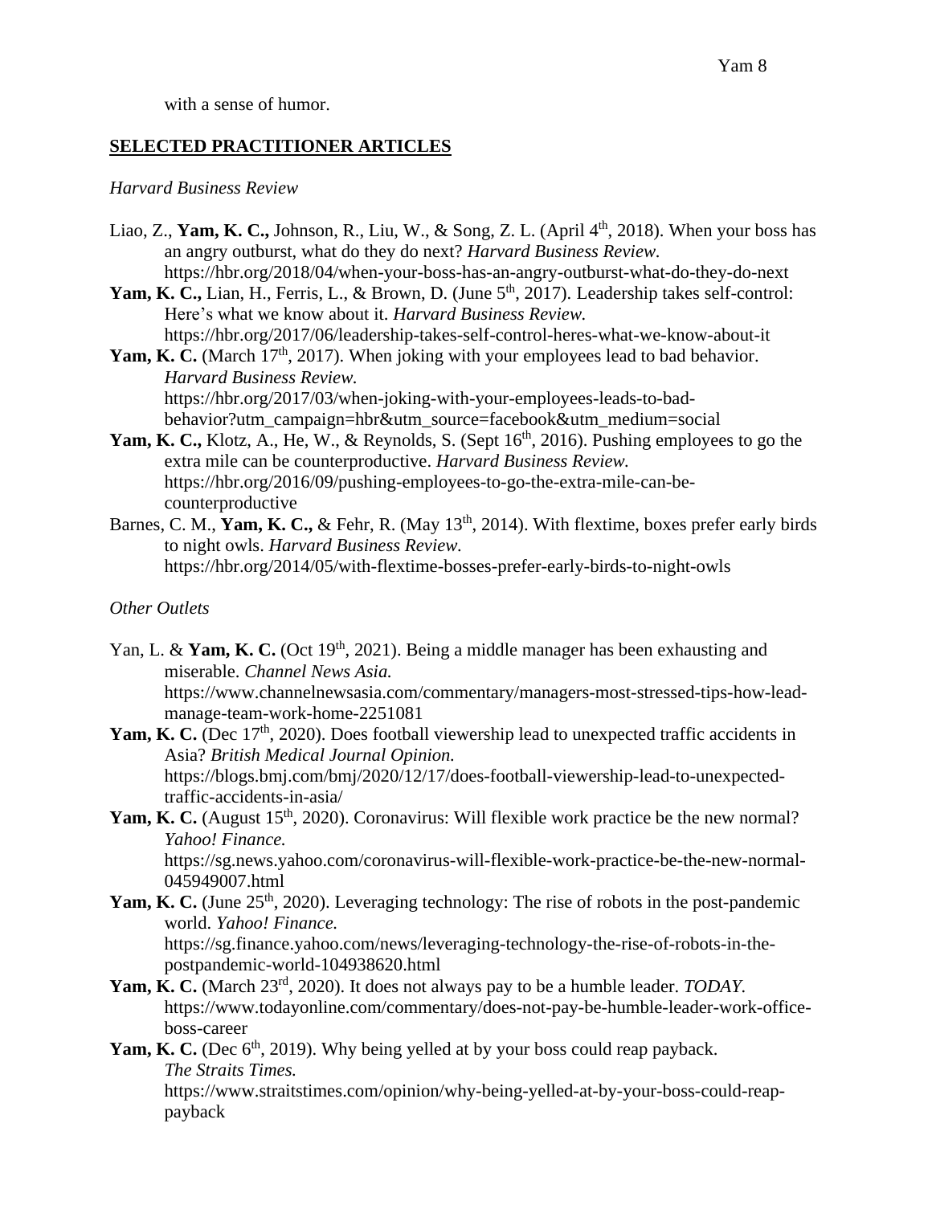with a sense of humor.

## **SELECTED PRACTITIONER ARTICLES**

*Harvard Business Review*

Liao, Z., **Yam, K. C.,** Johnson, R., Liu, W., & Song, Z. L. (April 4th, 2018). When your boss has an angry outburst, what do they do next? *Harvard Business Review.* https://hbr.org/2018/04/when-your-boss-has-an-angry-outburst-what-do-they-do-next

**Yam, K. C.,** Lian, H., Ferris, L., & Brown, D. (June 5th, 2017). Leadership takes self-control: Here's what we know about it. *Harvard Business Review.* https://hbr.org/2017/06/leadership-takes-self-control-heres-what-we-know-about-it

**Yam, K. C.** (March 17th, 2017). When joking with your employees lead to bad behavior. *Harvard Business Review.* https://hbr.org/2017/03/when-joking-with-your-employees-leads-to-bad-behavior?utm_campaign=hbr&utm_source=facebook&utm_medium=social

**Yam, K. C.,** Klotz, A., He, W., & Reynolds, S. (Sept 16th, 2016). Pushing employees to go the extra mile can be counterproductive. *Harvard Business Review.* https://hbr.org/2016/09/pushing-employees-to-go-the-extra-mile-can-be-counterproductive

Barnes, C. M., **Yam, K. C.,** & Fehr, R. (May 13th, 2014). With flextime, boxes prefer early birds to night owls. *Harvard Business Review.* https://hbr.org/2014/05/with-flextime-bosses-prefer-early-birds-to-night-owls

*Other Outlets*

Yan, L. & **Yam, K. C.** (Oct 19th, 2021). Being a middle manager has been exhausting and miserable. *Channel News Asia.* https://www.channelnewsasia.com/commentary/managers-most-stressed-tips-how-lead-manage-team-work-home-2251081

**Yam, K. C.** (Dec 17th, 2020). Does football viewership lead to unexpected traffic accidents in Asia? *British Medical Journal Opinion.* https://blogs.bmj.com/bmj/2020/12/17/does-football-viewership-lead-to-unexpected-traffic-accidents-in-asia/

**Yam, K. C.** (August 15th, 2020). Coronavirus: Will flexible work practice be the new normal? *Yahoo! Finance.* https://sg.news.yahoo.com/coronavirus-will-flexible-work-practice-be-the-new-normal-045949007.html

**Yam, K. C.** (June 25th, 2020). Leveraging technology: The rise of robots in the post-pandemic world. *Yahoo! Finance.* https://sg.finance.yahoo.com/news/leveraging-technology-the-rise-of-robots-in-the-postpandemic-world-104938620.html

**Yam, K. C.** (March 23rd, 2020). It does not always pay to be a humble leader. *TODAY.* https://www.todayonline.com/commentary/does-not-pay-be-humble-leader-work-office-boss-career

**Yam, K. C.** (Dec 6th, 2019). Why being yelled at by your boss could reap payback. *The Straits Times.* https://www.straitstimes.com/opinion/why-being-yelled-at-by-your-boss-could-reap-payback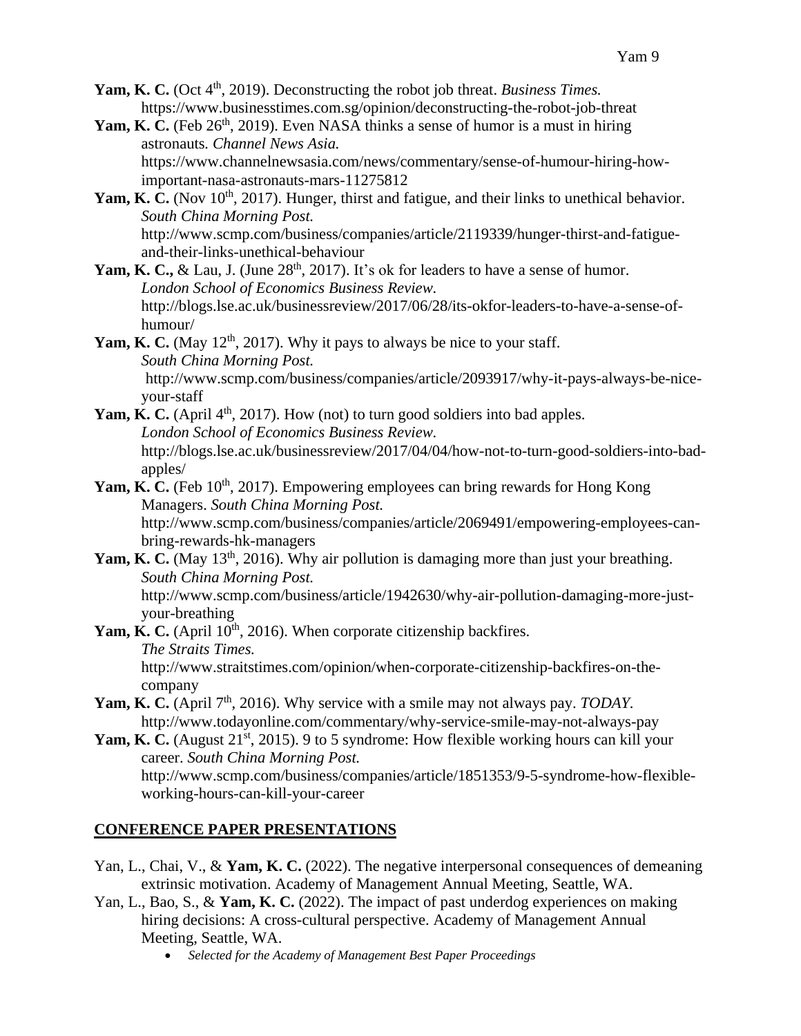**Yam, K. C.** (Oct 4th, 2019). Deconstructing the robot job threat. *Business Times.* https://www.businesstimes.com.sg/opinion/deconstructing-the-robot-job-threat

**Yam, K. C.** (Feb 26th, 2019). Even NASA thinks a sense of humor is a must in hiring astronauts. *Channel News Asia.* https://www.channelnewsasia.com/news/commentary/sense-of-humour-hiring-how-important-nasa-astronauts-mars-11275812

**Yam, K. C.** (Nov 10th, 2017). Hunger, thirst and fatigue, and their links to unethical behavior. *South China Morning Post.* http://www.scmp.com/business/companies/article/2119339/hunger-thirst-and-fatigue-and-their-links-unethical-behaviour

**Yam, K. C.,** & Lau, J. (June 28th, 2017). It's ok for leaders to have a sense of humor. *London School of Economics Business Review.* http://blogs.lse.ac.uk/businessreview/2017/06/28/its-okfor-leaders-to-have-a-sense-of-humour/

**Yam, K. C.** (May 12th, 2017). Why it pays to always be nice to your staff. *South China Morning Post.* http://www.scmp.com/business/companies/article/2093917/why-it-pays-always-be-nice-your-staff

**Yam, K. C.** (April 4th, 2017). How (not) to turn good soldiers into bad apples. *London School of Economics Business Review.* http://blogs.lse.ac.uk/businessreview/2017/04/04/how-not-to-turn-good-soldiers-into-bad-apples/

**Yam, K. C.** (Feb 10th, 2017). Empowering employees can bring rewards for Hong Kong Managers. *South China Morning Post.* http://www.scmp.com/business/companies/article/2069491/empowering-employees-can-bring-rewards-hk-managers

**Yam, K. C.** (May 13th, 2016). Why air pollution is damaging more than just your breathing. *South China Morning Post.* http://www.scmp.com/business/article/1942630/why-air-pollution-damaging-more-just-your-breathing

**Yam, K. C.** (April 10th, 2016). When corporate citizenship backfires. *The Straits Times.* http://www.straitstimes.com/opinion/when-corporate-citizenship-backfires-on-the-company

**Yam, K. C.** (April 7th, 2016). Why service with a smile may not always pay. *TODAY.* http://www.todayonline.com/commentary/why-service-smile-may-not-always-pay

**Yam, K. C.** (August 21st, 2015). 9 to 5 syndrome: How flexible working hours can kill your career. *South China Morning Post.* http://www.scmp.com/business/companies/article/1851353/9-5-syndrome-how-flexible-working-hours-can-kill-your-career

## CONFERENCE PAPER PRESENTATIONS

Yan, L., Chai, V., & **Yam, K. C.** (2022). The negative interpersonal consequences of demeaning extrinsic motivation. Academy of Management Annual Meeting, Seattle, WA.

Yan, L., Bao, S., & **Yam, K. C.** (2022). The impact of past underdog experiences on making hiring decisions: A cross-cultural perspective. Academy of Management Annual Meeting, Seattle, WA.

- *Selected for the Academy of Management Best Paper Proceedings*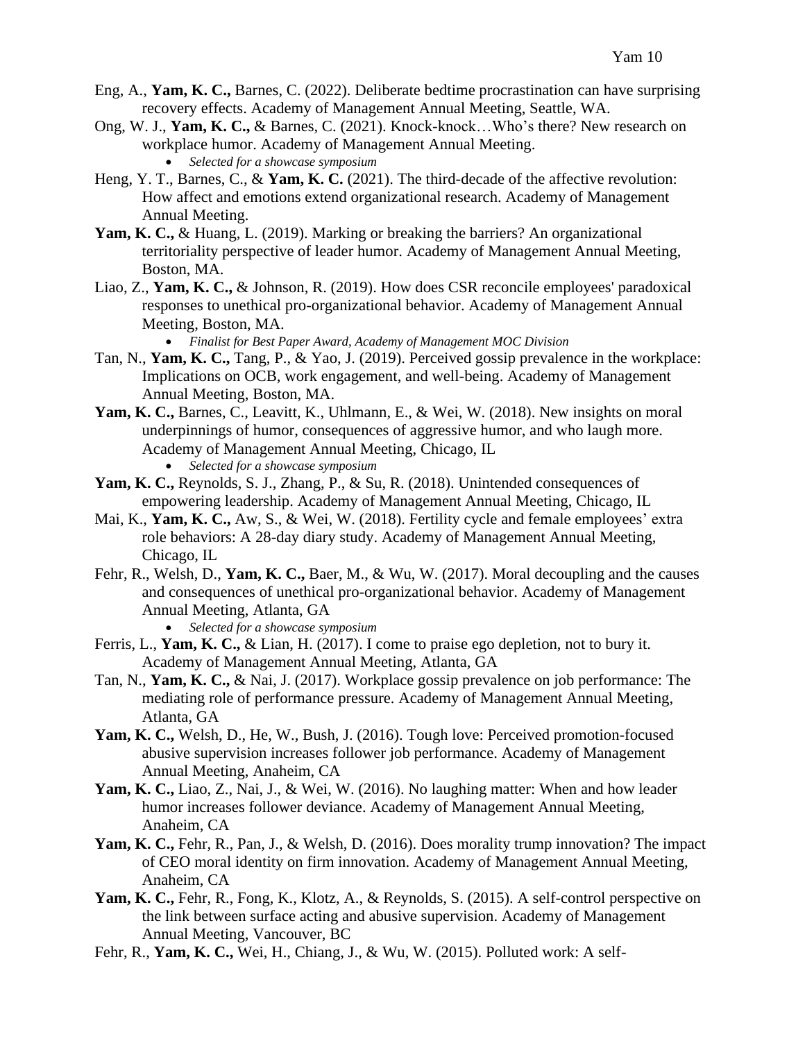Eng, A., **Yam, K. C.,** Barnes, C. (2022). Deliberate bedtime procrastination can have surprising recovery effects. Academy of Management Annual Meeting, Seattle, WA.

Ong, W. J., **Yam, K. C.,** & Barnes, C. (2021). Knock-knock…Who's there? New research on workplace humor. Academy of Management Annual Meeting.

- *Selected for a showcase symposium*

Heng, Y. T., Barnes, C., & **Yam, K. C.** (2021). The third-decade of the affective revolution: How affect and emotions extend organizational research. Academy of Management Annual Meeting.

**Yam, K. C.,** & Huang, L. (2019). Marking or breaking the barriers? An organizational territoriality perspective of leader humor. Academy of Management Annual Meeting, Boston, MA.

Liao, Z., **Yam, K. C.,** & Johnson, R. (2019). How does CSR reconcile employees' paradoxical responses to unethical pro-organizational behavior. Academy of Management Annual Meeting, Boston, MA.

- *Finalist for Best Paper Award, Academy of Management MOC Division*

Tan, N., **Yam, K. C.,** Tang, P., & Yao, J. (2019). Perceived gossip prevalence in the workplace: Implications on OCB, work engagement, and well-being. Academy of Management Annual Meeting, Boston, MA.

**Yam, K. C.,** Barnes, C., Leavitt, K., Uhlmann, E., & Wei, W. (2018). New insights on moral underpinnings of humor, consequences of aggressive humor, and who laugh more. Academy of Management Annual Meeting, Chicago, IL

- *Selected for a showcase symposium*

**Yam, K. C.,** Reynolds, S. J., Zhang, P., & Su, R. (2018). Unintended consequences of empowering leadership. Academy of Management Annual Meeting, Chicago, IL

Mai, K., **Yam, K. C.,** Aw, S., & Wei, W. (2018). Fertility cycle and female employees' extra role behaviors: A 28-day diary study. Academy of Management Annual Meeting, Chicago, IL

Fehr, R., Welsh, D., **Yam, K. C.,** Baer, M., & Wu, W. (2017). Moral decoupling and the causes and consequences of unethical pro-organizational behavior. Academy of Management Annual Meeting, Atlanta, GA

- *Selected for a showcase symposium*

Ferris, L., **Yam, K. C.,** & Lian, H. (2017). I come to praise ego depletion, not to bury it. Academy of Management Annual Meeting, Atlanta, GA

Tan, N., **Yam, K. C.,** & Nai, J. (2017). Workplace gossip prevalence on job performance: The mediating role of performance pressure. Academy of Management Annual Meeting, Atlanta, GA

**Yam, K. C.,** Welsh, D., He, W., Bush, J. (2016). Tough love: Perceived promotion-focused abusive supervision increases follower job performance. Academy of Management Annual Meeting, Anaheim, CA

**Yam, K. C.,** Liao, Z., Nai, J., & Wei, W. (2016). No laughing matter: When and how leader humor increases follower deviance. Academy of Management Annual Meeting, Anaheim, CA

**Yam, K. C.,** Fehr, R., Pan, J., & Welsh, D. (2016). Does morality trump innovation? The impact of CEO moral identity on firm innovation. Academy of Management Annual Meeting, Anaheim, CA

**Yam, K. C.,** Fehr, R., Fong, K., Klotz, A., & Reynolds, S. (2015). A self-control perspective on the link between surface acting and abusive supervision. Academy of Management Annual Meeting, Vancouver, BC

Fehr, R., **Yam, K. C.,** Wei, H., Chiang, J., & Wu, W. (2015). Polluted work: A self-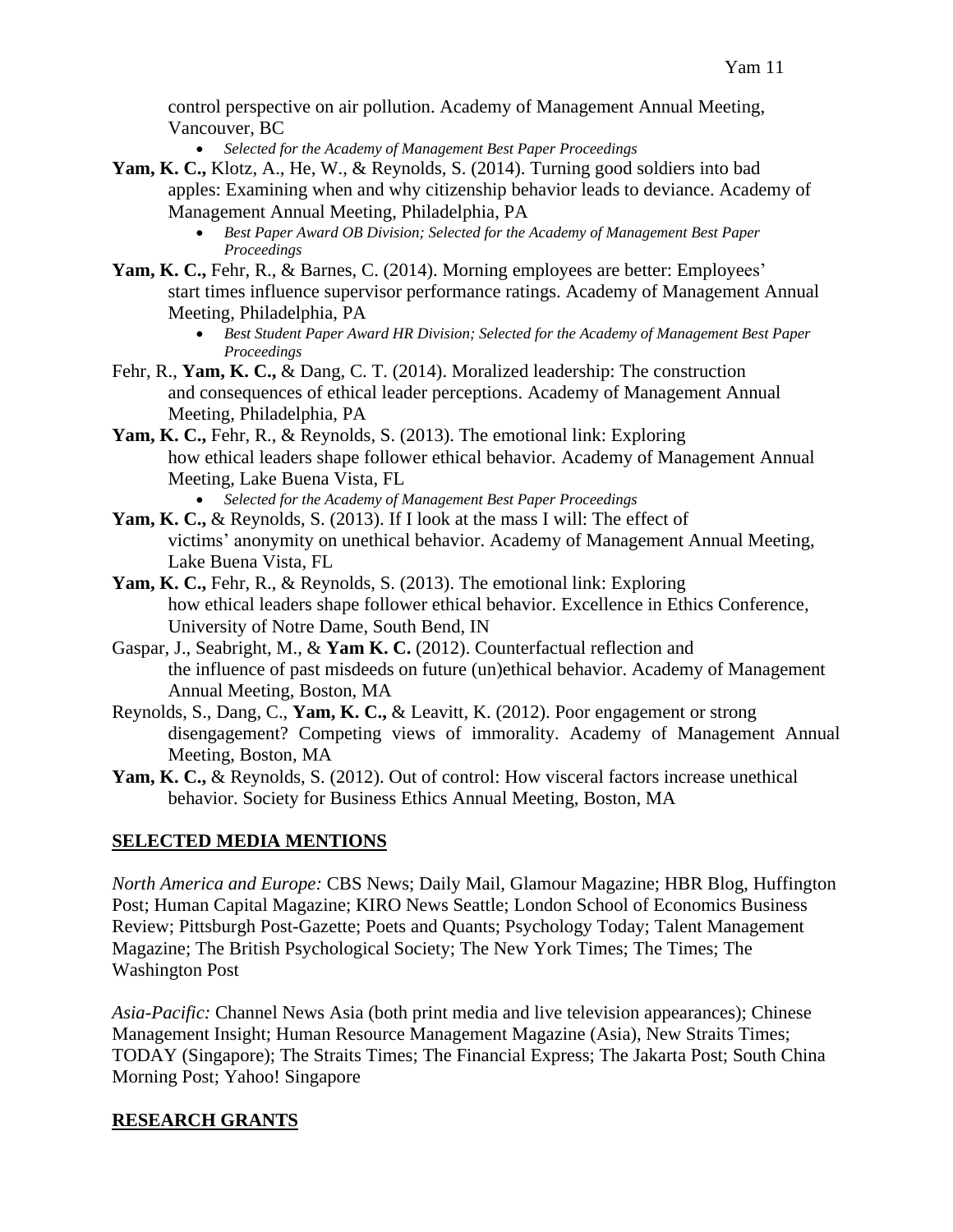control perspective on air pollution. Academy of Management Annual Meeting, Vancouver, BC

- *Selected for the Academy of Management Best Paper Proceedings*

**Yam, K. C.,** Klotz, A., He, W., & Reynolds, S. (2014). Turning good soldiers into bad apples: Examining when and why citizenship behavior leads to deviance. Academy of Management Annual Meeting, Philadelphia, PA

- *Best Paper Award OB Division; Selected for the Academy of Management Best Paper Proceedings*

**Yam, K. C.,** Fehr, R., & Barnes, C. (2014). Morning employees are better: Employees' start times influence supervisor performance ratings. Academy of Management Annual Meeting, Philadelphia, PA

- *Best Student Paper Award HR Division; Selected for the Academy of Management Best Paper Proceedings*

Fehr, R., **Yam, K. C.,** & Dang, C. T. (2014). Moralized leadership: The construction and consequences of ethical leader perceptions. Academy of Management Annual Meeting, Philadelphia, PA

**Yam, K. C.,** Fehr, R., & Reynolds, S. (2013). The emotional link: Exploring how ethical leaders shape follower ethical behavior. Academy of Management Annual Meeting, Lake Buena Vista, FL

- *Selected for the Academy of Management Best Paper Proceedings*

**Yam, K. C.,** & Reynolds, S. (2013). If I look at the mass I will: The effect of victims' anonymity on unethical behavior. Academy of Management Annual Meeting, Lake Buena Vista, FL

**Yam, K. C.,** Fehr, R., & Reynolds, S. (2013). The emotional link: Exploring how ethical leaders shape follower ethical behavior. Excellence in Ethics Conference, University of Notre Dame, South Bend, IN

Gaspar, J., Seabright, M., & **Yam K. C.** (2012). Counterfactual reflection and the influence of past misdeeds on future (un)ethical behavior. Academy of Management Annual Meeting, Boston, MA

Reynolds, S., Dang, C., **Yam, K. C.,** & Leavitt, K. (2012). Poor engagement or strong disengagement? Competing views of immorality. Academy of Management Annual Meeting, Boston, MA

**Yam, K. C.,** & Reynolds, S. (2012). Out of control: How visceral factors increase unethical behavior. Society for Business Ethics Annual Meeting, Boston, MA

## SELECTED MEDIA MENTIONS

*North America and Europe:* CBS News; Daily Mail, Glamour Magazine; HBR Blog, Huffington Post; Human Capital Magazine; KIRO News Seattle; London School of Economics Business Review; Pittsburgh Post-Gazette; Poets and Quants; Psychology Today; Talent Management Magazine; The British Psychological Society; The New York Times; The Times; The Washington Post

*Asia-Pacific:* Channel News Asia (both print media and live television appearances); Chinese Management Insight; Human Resource Management Magazine (Asia), New Straits Times; TODAY (Singapore); The Straits Times; The Financial Express; The Jakarta Post; South China Morning Post; Yahoo! Singapore

## RESEARCH GRANTS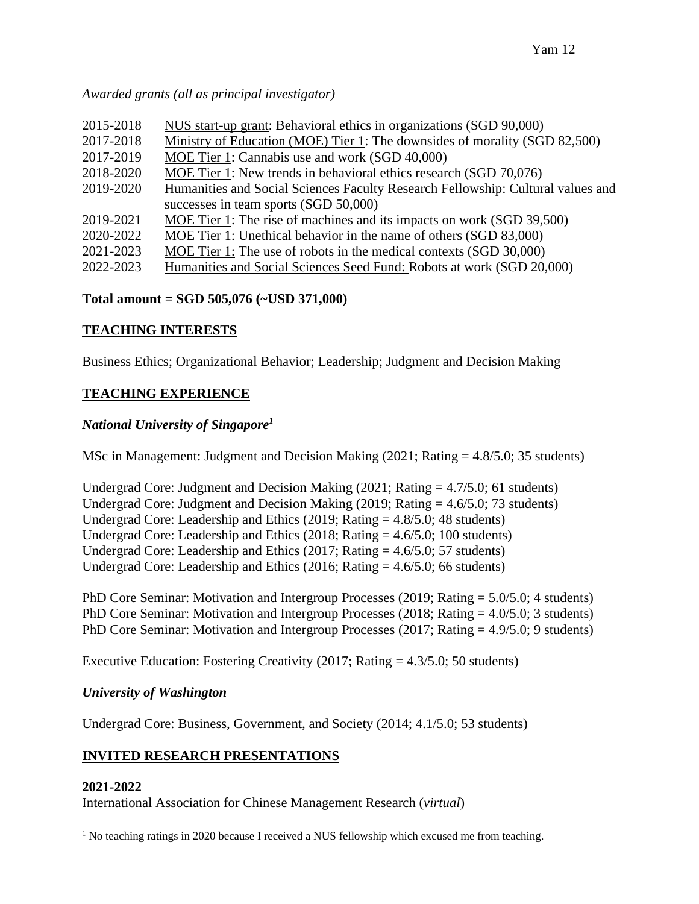*Awarded grants (all as principal investigator)*

2015-2018 NUS start-up grant: Behavioral ethics in organizations (SGD 90,000)
2017-2018 Ministry of Education (MOE) Tier 1: The downsides of morality (SGD 82,500)
2017-2019 MOE Tier 1: Cannabis use and work (SGD 40,000)
2018-2020 MOE Tier 1: New trends in behavioral ethics research (SGD 70,076)
2019-2020 Humanities and Social Sciences Faculty Research Fellowship: Cultural values and successes in team sports (SGD 50,000)
2019-2021 MOE Tier 1: The rise of machines and its impacts on work (SGD 39,500)
2020-2022 MOE Tier 1: Unethical behavior in the name of others (SGD 83,000)
2021-2023 MOE Tier 1: The use of robots in the medical contexts (SGD 30,000)
2022-2023 Humanities and Social Sciences Seed Fund: Robots at work (SGD 20,000)

**Total amount = SGD 505,076 (~USD 371,000)**

## TEACHING INTERESTS

Business Ethics; Organizational Behavior; Leadership; Judgment and Decision Making

## TEACHING EXPERIENCE

### *National University of Singapore*[1]

MSc in Management: Judgment and Decision Making (2021; Rating = 4.8/5.0; 35 students)

Undergrad Core: Judgment and Decision Making (2021; Rating = 4.7/5.0; 61 students)
Undergrad Core: Judgment and Decision Making (2019; Rating = 4.6/5.0; 73 students)
Undergrad Core: Leadership and Ethics (2019; Rating = 4.8/5.0; 48 students)
Undergrad Core: Leadership and Ethics (2018; Rating = 4.6/5.0; 100 students)
Undergrad Core: Leadership and Ethics (2017; Rating = 4.6/5.0; 57 students)
Undergrad Core: Leadership and Ethics (2016; Rating = 4.6/5.0; 66 students)

PhD Core Seminar: Motivation and Intergroup Processes (2019; Rating = 5.0/5.0; 4 students)
PhD Core Seminar: Motivation and Intergroup Processes (2018; Rating = 4.0/5.0; 3 students)
PhD Core Seminar: Motivation and Intergroup Processes (2017; Rating = 4.9/5.0; 9 students)

Executive Education: Fostering Creativity (2017; Rating = 4.3/5.0; 50 students)

### *University of Washington*

Undergrad Core: Business, Government, and Society (2014; 4.1/5.0; 53 students)

## INVITED RESEARCH PRESENTATIONS

**2021-2022**
International Association for Chinese Management Research (*virtual*)

[1] No teaching ratings in 2020 because I received a NUS fellowship which excused me from teaching.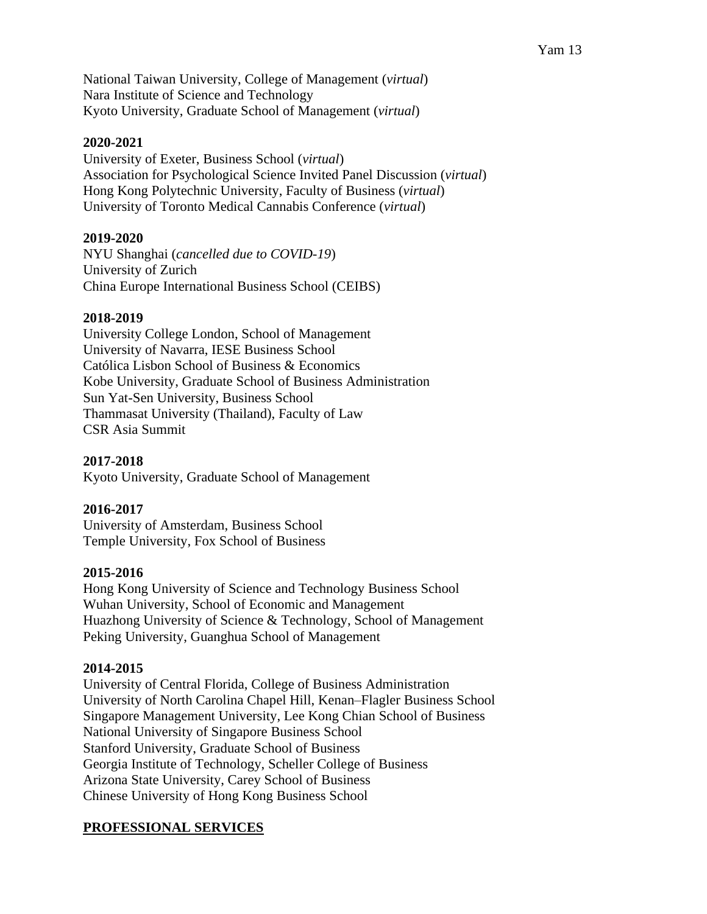National Taiwan University, College of Management (*virtual*)
Nara Institute of Science and Technology
Kyoto University, Graduate School of Management (*virtual*)

**2020-2021**
University of Exeter, Business School (*virtual*)
Association for Psychological Science Invited Panel Discussion (*virtual*)
Hong Kong Polytechnic University, Faculty of Business (*virtual*)
University of Toronto Medical Cannabis Conference (*virtual*)

**2019-2020**
NYU Shanghai (*cancelled due to COVID-19*)
University of Zurich
China Europe International Business School (CEIBS)

**2018-2019**
University College London, School of Management
University of Navarra, IESE Business School
Católica Lisbon School of Business & Economics
Kobe University, Graduate School of Business Administration
Sun Yat-Sen University, Business School
Thammasat University (Thailand), Faculty of Law
CSR Asia Summit

**2017-2018**
Kyoto University, Graduate School of Management

**2016-2017**
University of Amsterdam, Business School
Temple University, Fox School of Business

**2015-2016**
Hong Kong University of Science and Technology Business School
Wuhan University, School of Economic and Management
Huazhong University of Science & Technology, School of Management
Peking University, Guanghua School of Management

**2014-2015**
University of Central Florida, College of Business Administration
University of North Carolina Chapel Hill, Kenan–Flagler Business School
Singapore Management University, Lee Kong Chian School of Business
National University of Singapore Business School
Stanford University, Graduate School of Business
Georgia Institute of Technology, Scheller College of Business
Arizona State University, Carey School of Business
Chinese University of Hong Kong Business School

## PROFESSIONAL SERVICES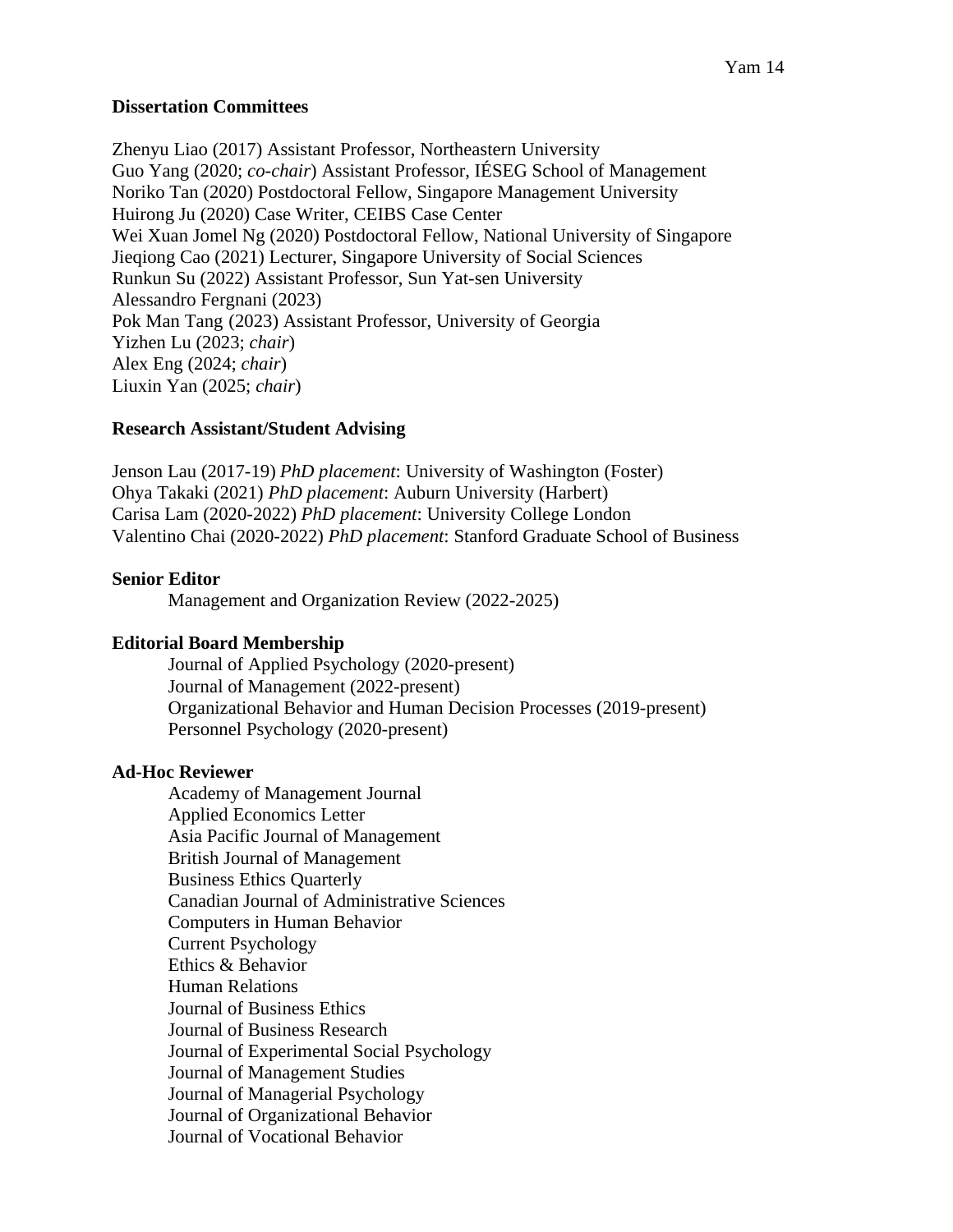**Dissertation Committees**

Zhenyu Liao (2017) Assistant Professor, Northeastern University
Guo Yang (2020; *co-chair*) Assistant Professor, IÉSEG School of Management
Noriko Tan (2020) Postdoctoral Fellow, Singapore Management University
Huirong Ju (2020) Case Writer, CEIBS Case Center
Wei Xuan Jomel Ng (2020) Postdoctoral Fellow, National University of Singapore
Jieqiong Cao (2021) Lecturer, Singapore University of Social Sciences
Runkun Su (2022) Assistant Professor, Sun Yat-sen University
Alessandro Fergnani (2023)
Pok Man Tang (2023) Assistant Professor, University of Georgia
Yizhen Lu (2023; *chair*)
Alex Eng (2024; *chair*)
Liuxin Yan (2025; *chair*)

**Research Assistant/Student Advising**

Jenson Lau (2017-19) *PhD placement*: University of Washington (Foster)
Ohya Takaki (2021) *PhD placement*: Auburn University (Harbert)
Carisa Lam (2020-2022) *PhD placement*: University College London
Valentino Chai (2020-2022) *PhD placement*: Stanford Graduate School of Business

**Senior Editor**

Management and Organization Review (2022-2025)

**Editorial Board Membership**

Journal of Applied Psychology (2020-present)
Journal of Management (2022-present)
Organizational Behavior and Human Decision Processes (2019-present)
Personnel Psychology (2020-present)

**Ad-Hoc Reviewer**

Academy of Management Journal
Applied Economics Letter
Asia Pacific Journal of Management
British Journal of Management
Business Ethics Quarterly
Canadian Journal of Administrative Sciences
Computers in Human Behavior
Current Psychology
Ethics & Behavior
Human Relations
Journal of Business Ethics
Journal of Business Research
Journal of Experimental Social Psychology
Journal of Management Studies
Journal of Managerial Psychology
Journal of Organizational Behavior
Journal of Vocational Behavior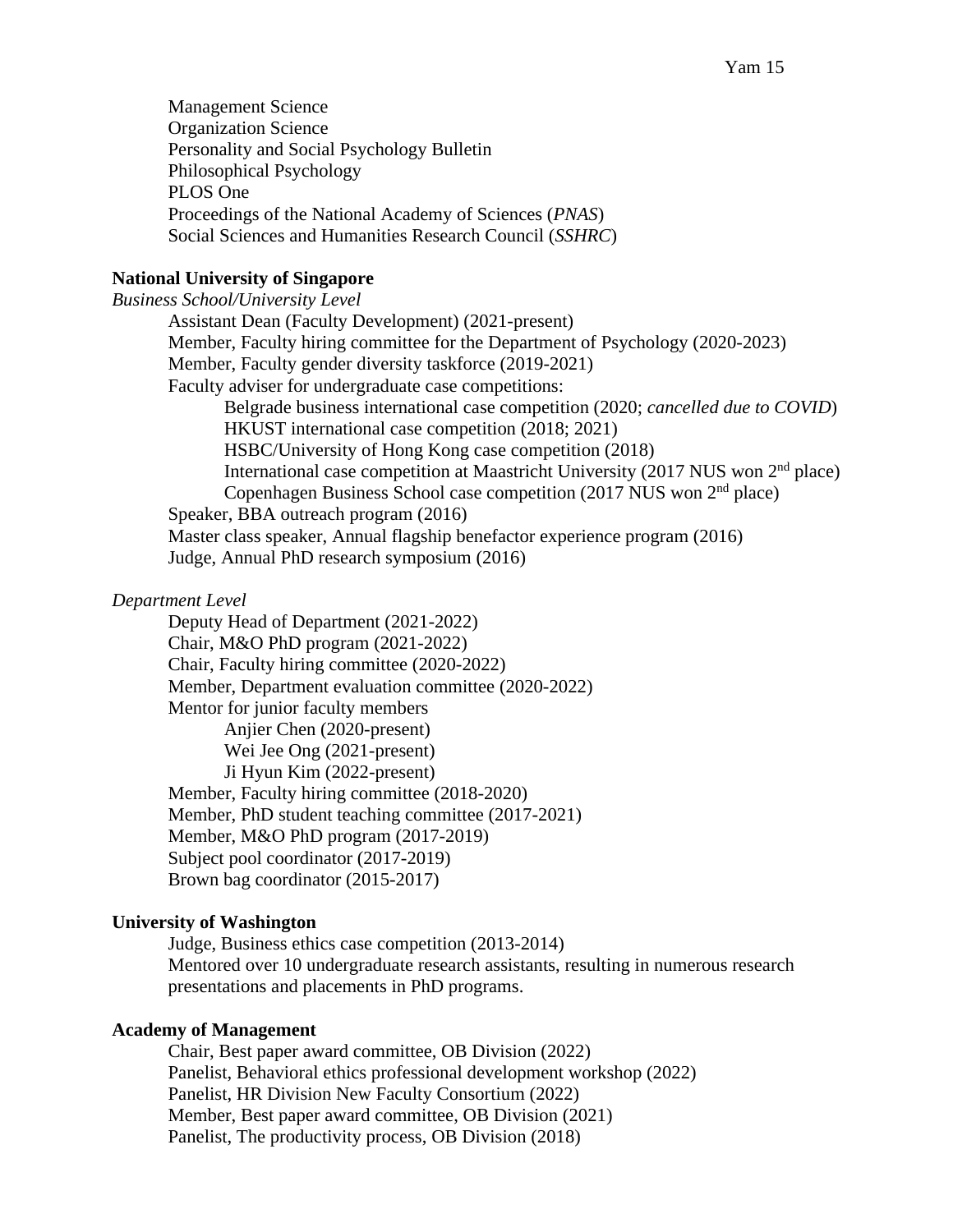Management Science
Organization Science
Personality and Social Psychology Bulletin
Philosophical Psychology
PLOS One
Proceedings of the National Academy of Sciences (*PNAS*)
Social Sciences and Humanities Research Council (*SSHRC*)

**National University of Singapore**

*Business School/University Level*

- Assistant Dean (Faculty Development) (2021-present)
- Member, Faculty hiring committee for the Department of Psychology (2020-2023)
- Member, Faculty gender diversity taskforce (2019-2021)
- Faculty adviser for undergraduate case competitions:
  - Belgrade business international case competition (2020; *cancelled due to COVID*)
  - HKUST international case competition (2018; 2021)
  - HSBC/University of Hong Kong case competition (2018)
  - International case competition at Maastricht University (2017 NUS won 2nd place)
  - Copenhagen Business School case competition (2017 NUS won 2nd place)
- Speaker, BBA outreach program (2016)
- Master class speaker, Annual flagship benefactor experience program (2016)
- Judge, Annual PhD research symposium (2016)

*Department Level*

- Deputy Head of Department (2021-2022)
- Chair, M&O PhD program (2021-2022)
- Chair, Faculty hiring committee (2020-2022)
- Member, Department evaluation committee (2020-2022)
- Mentor for junior faculty members
  - Anjier Chen (2020-present)
  - Wei Jee Ong (2021-present)
  - Ji Hyun Kim (2022-present)
- Member, Faculty hiring committee (2018-2020)
- Member, PhD student teaching committee (2017-2021)
- Member, M&O PhD program (2017-2019)
- Subject pool coordinator (2017-2019)
- Brown bag coordinator (2015-2017)

**University of Washington**

- Judge, Business ethics case competition (2013-2014)
- Mentored over 10 undergraduate research assistants, resulting in numerous research presentations and placements in PhD programs.

**Academy of Management**

- Chair, Best paper award committee, OB Division (2022)
- Panelist, Behavioral ethics professional development workshop (2022)
- Panelist, HR Division New Faculty Consortium (2022)
- Member, Best paper award committee, OB Division (2021)
- Panelist, The productivity process, OB Division (2018)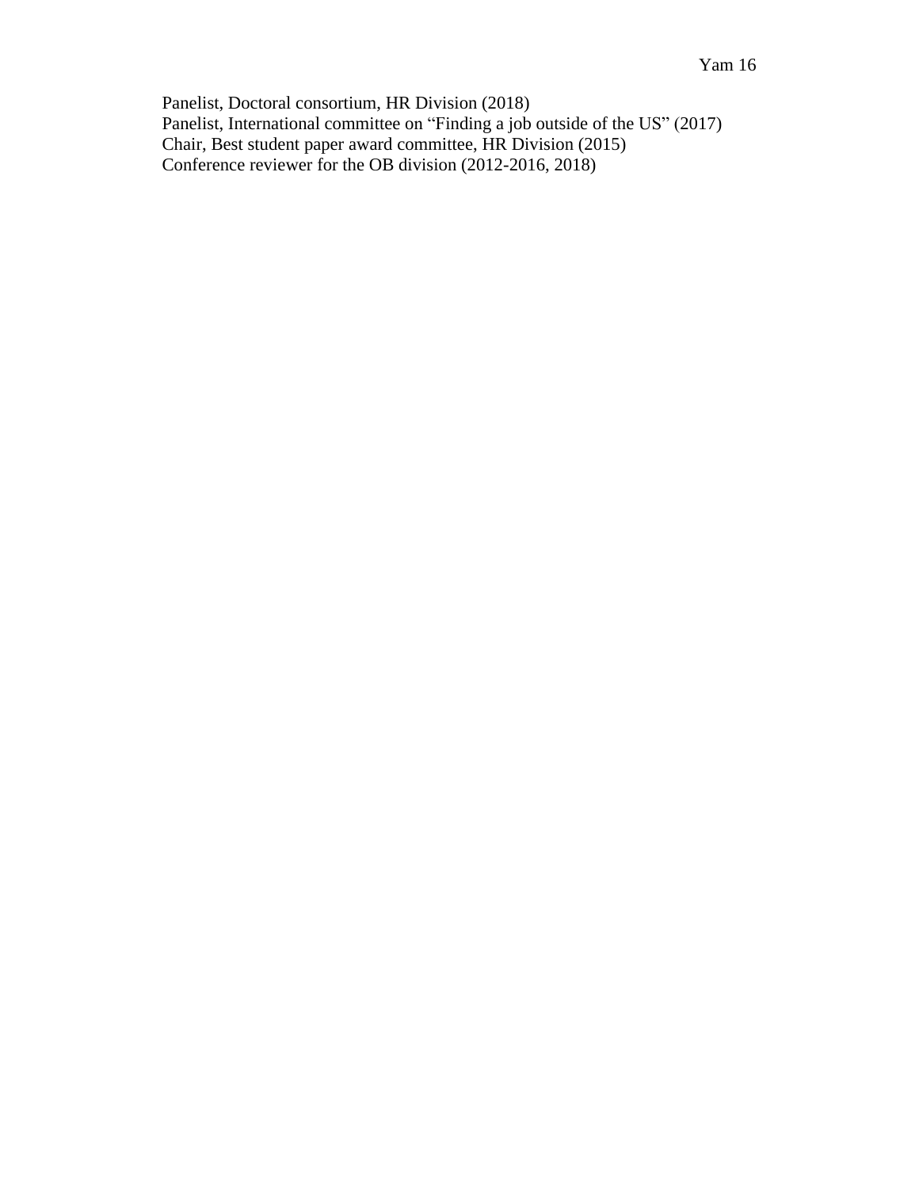Panelist, Doctoral consortium, HR Division (2018)
Panelist, International committee on "Finding a job outside of the US" (2017)
Chair, Best student paper award committee, HR Division (2015)
Conference reviewer for the OB division (2012-2016, 2018)